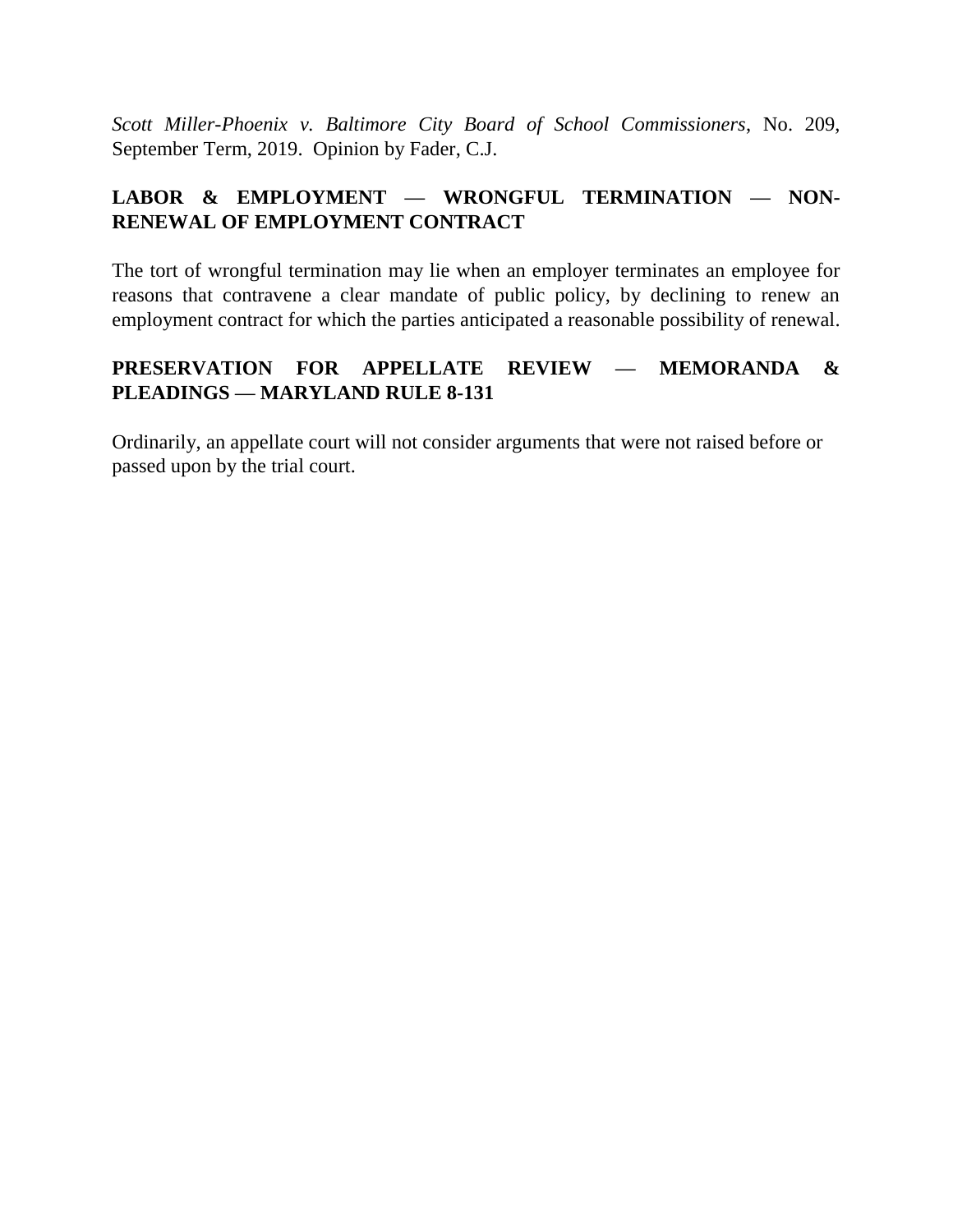*Scott Miller-Phoenix v. Baltimore City Board of School Commissioners*, No. 209, September Term, 2019. Opinion by Fader, C.J.

**LABOR & EMPLOYMENT — WRONGFUL TERMINATION — NON-RENEWAL OF EMPLOYMENT CONTRACT**

The tort of wrongful termination may lie when an employer terminates an employee for reasons that contravene a clear mandate of public policy, by declining to renew an employment contract for which the parties anticipated a reasonable possibility of renewal.

**PRESERVATION FOR APPELLATE REVIEW — MEMORANDA & PLEADINGS — MARYLAND RULE 8-131**

Ordinarily, an appellate court will not consider arguments that were not raised before or passed upon by the trial court.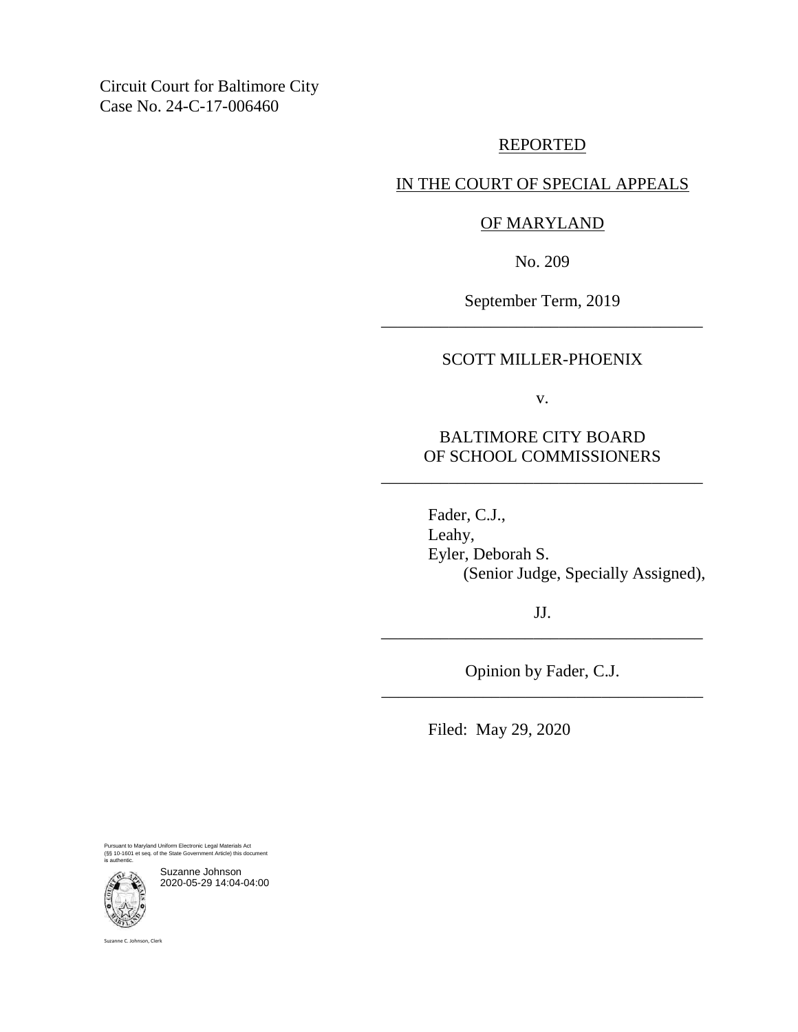Circuit Court for Baltimore City
Case No. 24-C-17-006460

REPORTED

IN THE COURT OF SPECIAL APPEALS

OF MARYLAND

No. 209

September Term, 2019

---

SCOTT MILLER-PHOENIX

v.

BALTIMORE CITY BOARD
OF SCHOOL COMMISSIONERS

---

Fader, C.J.,
Leahy,
Eyler, Deborah S.
(Senior Judge, Specially Assigned),

JJ.

---

Opinion by Fader, C.J.

---

Filed: May 29, 2020

Pursuant to Maryland Uniform Electronic Legal Materials Act
(§§ 10-1601 et seq. of the State Government Article) this document
is authentic.

Suzanne Johnson
2020-05-29 14:04-04:00

Suzanne C. Johnson, Clerk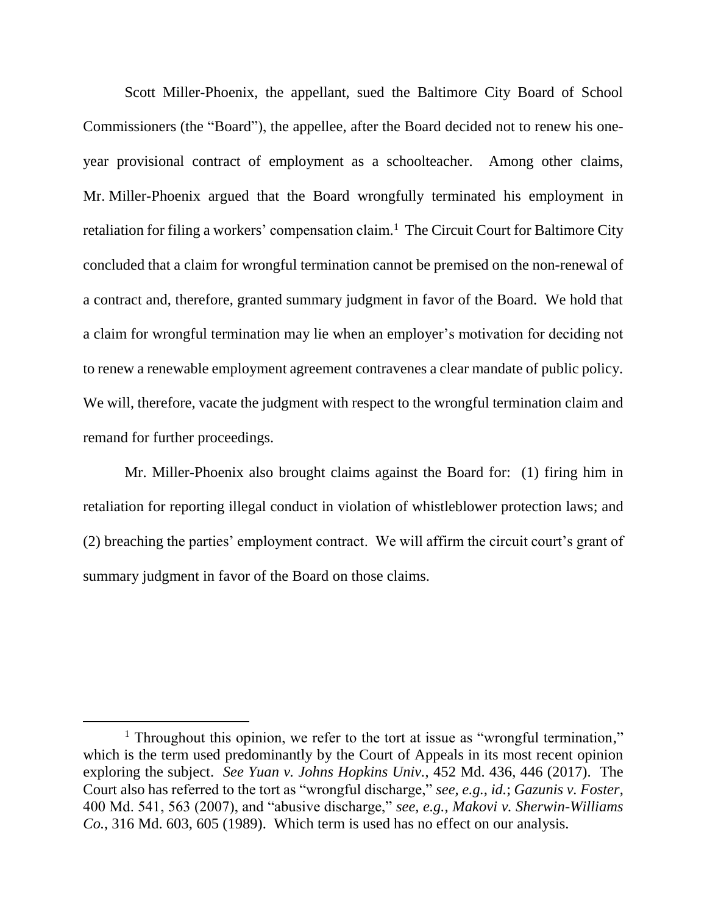Scott Miller-Phoenix, the appellant, sued the Baltimore City Board of School Commissioners (the "Board"), the appellee, after the Board decided not to renew his one-year provisional contract of employment as a schoolteacher. Among other claims, Mr. Miller-Phoenix argued that the Board wrongfully terminated his employment in retaliation for filing a workers' compensation claim.[1] The Circuit Court for Baltimore City concluded that a claim for wrongful termination cannot be premised on the non-renewal of a contract and, therefore, granted summary judgment in favor of the Board. We hold that a claim for wrongful termination may lie when an employer's motivation for deciding not to renew a renewable employment agreement contravenes a clear mandate of public policy. We will, therefore, vacate the judgment with respect to the wrongful termination claim and remand for further proceedings.

Mr. Miller-Phoenix also brought claims against the Board for: (1) firing him in retaliation for reporting illegal conduct in violation of whistleblower protection laws; and (2) breaching the parties' employment contract. We will affirm the circuit court's grant of summary judgment in favor of the Board on those claims.

---

[1] Throughout this opinion, we refer to the tort at issue as "wrongful termination," which is the term used predominantly by the Court of Appeals in its most recent opinion exploring the subject. *See Yuan v. Johns Hopkins Univ.*, 452 Md. 436, 446 (2017). The Court also has referred to the tort as "wrongful discharge," *see, e.g.*, *id.*; *Gazunis v. Foster*, 400 Md. 541, 563 (2007), and "abusive discharge," *see, e.g.*, *Makovi v. Sherwin-Williams Co.*, 316 Md. 603, 605 (1989). Which term is used has no effect on our analysis.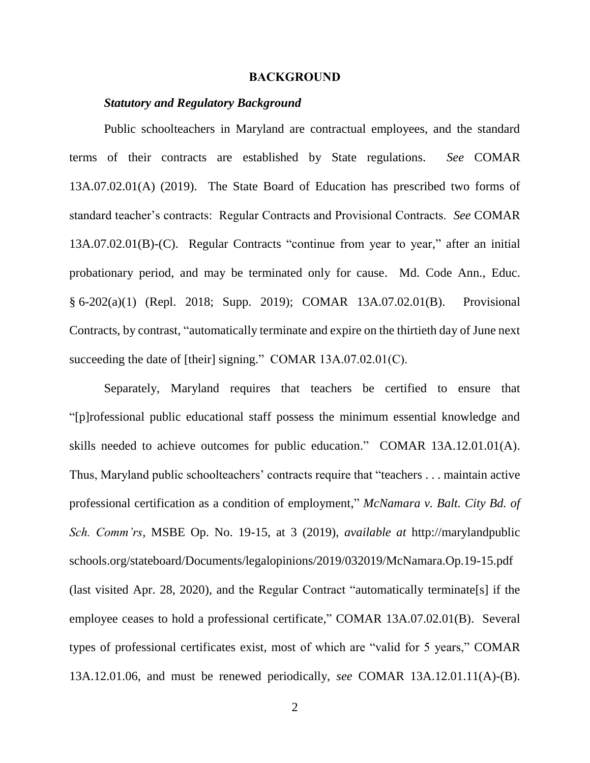## BACKGROUND

### *Statutory and Regulatory Background*

Public schoolteachers in Maryland are contractual employees, and the standard terms of their contracts are established by State regulations. *See* COMAR 13A.07.02.01(A) (2019). The State Board of Education has prescribed two forms of standard teacher's contracts: Regular Contracts and Provisional Contracts. *See* COMAR 13A.07.02.01(B)-(C). Regular Contracts "continue from year to year," after an initial probationary period, and may be terminated only for cause. Md. Code Ann., Educ. § 6-202(a)(1) (Repl. 2018; Supp. 2019); COMAR 13A.07.02.01(B). Provisional Contracts, by contrast, "automatically terminate and expire on the thirtieth day of June next succeeding the date of [their] signing." COMAR 13A.07.02.01(C).

Separately, Maryland requires that teachers be certified to ensure that "[p]rofessional public educational staff possess the minimum essential knowledge and skills needed to achieve outcomes for public education." COMAR 13A.12.01.01(A). Thus, Maryland public schoolteachers' contracts require that "teachers . . . maintain active professional certification as a condition of employment," *McNamara v. Balt. City Bd. of Sch. Comm'rs*, MSBE Op. No. 19-15, at 3 (2019), *available at* http://marylandpublicschools.org/stateboard/Documents/legalopinions/2019/032019/McNamara.Op.19-15.pdf (last visited Apr. 28, 2020), and the Regular Contract "automatically terminate[s] if the employee ceases to hold a professional certificate," COMAR 13A.07.02.01(B). Several types of professional certificates exist, most of which are "valid for 5 years," COMAR 13A.12.01.06, and must be renewed periodically, *see* COMAR 13A.12.01.11(A)-(B).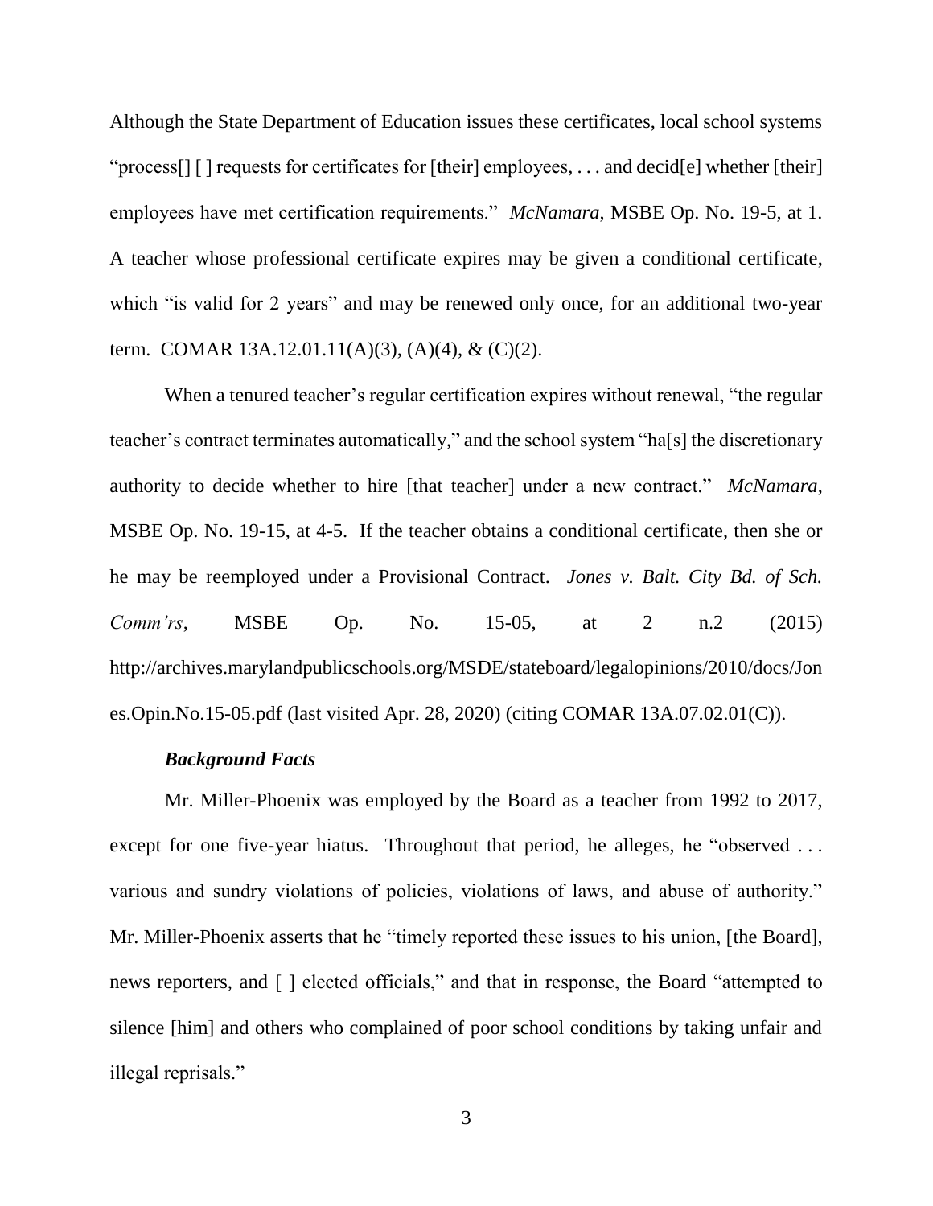Although the State Department of Education issues these certificates, local school systems "process[] [ ] requests for certificates for [their] employees, . . . and decid[e] whether [their] employees have met certification requirements." *McNamara*, MSBE Op. No. 19-5, at 1. A teacher whose professional certificate expires may be given a conditional certificate, which "is valid for 2 years" and may be renewed only once, for an additional two-year term. COMAR 13A.12.01.11(A)(3), (A)(4), & (C)(2).

When a tenured teacher's regular certification expires without renewal, "the regular teacher's contract terminates automatically," and the school system "ha[s] the discretionary authority to decide whether to hire [that teacher] under a new contract." *McNamara*, MSBE Op. No. 19-15, at 4-5. If the teacher obtains a conditional certificate, then she or he may be reemployed under a Provisional Contract. *Jones v. Balt. City Bd. of Sch. Comm'rs*, MSBE Op. No. 15-05, at 2 n.2 (2015) http://archives.marylandpublicschools.org/MSDE/stateboard/legalopinions/2010/docs/Jones.Opin.No.15-05.pdf (last visited Apr. 28, 2020) (citing COMAR 13A.07.02.01(C)).

***Background Facts***

Mr. Miller-Phoenix was employed by the Board as a teacher from 1992 to 2017, except for one five-year hiatus. Throughout that period, he alleges, he "observed . . . various and sundry violations of policies, violations of laws, and abuse of authority." Mr. Miller-Phoenix asserts that he "timely reported these issues to his union, [the Board], news reporters, and [ ] elected officials," and that in response, the Board "attempted to silence [him] and others who complained of poor school conditions by taking unfair and illegal reprisals."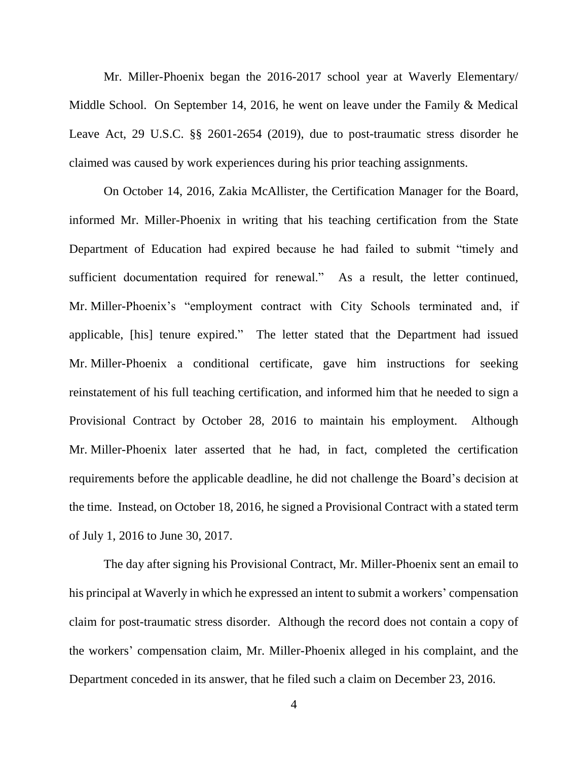Mr. Miller-Phoenix began the 2016-2017 school year at Waverly Elementary/ Middle School. On September 14, 2016, he went on leave under the Family & Medical Leave Act, 29 U.S.C. §§ 2601-2654 (2019), due to post-traumatic stress disorder he claimed was caused by work experiences during his prior teaching assignments.

On October 14, 2016, Zakia McAllister, the Certification Manager for the Board, informed Mr. Miller-Phoenix in writing that his teaching certification from the State Department of Education had expired because he had failed to submit "timely and sufficient documentation required for renewal." As a result, the letter continued, Mr. Miller-Phoenix's "employment contract with City Schools terminated and, if applicable, [his] tenure expired." The letter stated that the Department had issued Mr. Miller-Phoenix a conditional certificate, gave him instructions for seeking reinstatement of his full teaching certification, and informed him that he needed to sign a Provisional Contract by October 28, 2016 to maintain his employment. Although Mr. Miller-Phoenix later asserted that he had, in fact, completed the certification requirements before the applicable deadline, he did not challenge the Board's decision at the time. Instead, on October 18, 2016, he signed a Provisional Contract with a stated term of July 1, 2016 to June 30, 2017.

The day after signing his Provisional Contract, Mr. Miller-Phoenix sent an email to his principal at Waverly in which he expressed an intent to submit a workers' compensation claim for post-traumatic stress disorder. Although the record does not contain a copy of the workers' compensation claim, Mr. Miller-Phoenix alleged in his complaint, and the Department conceded in its answer, that he filed such a claim on December 23, 2016.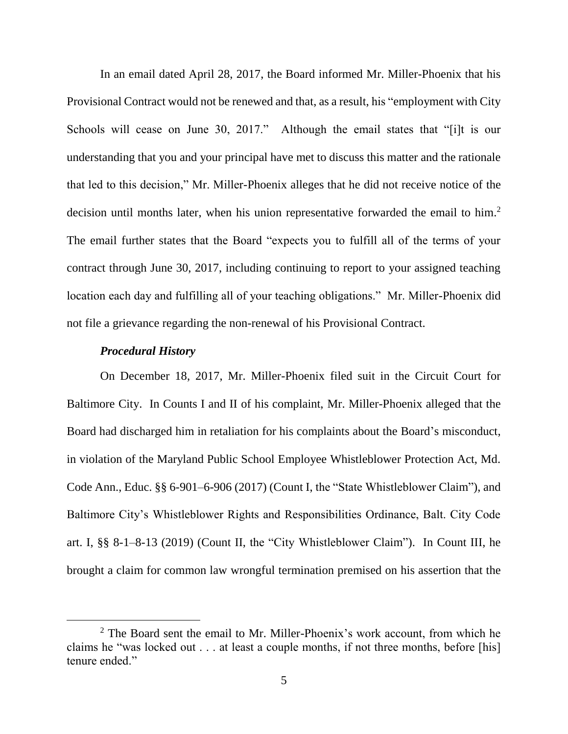In an email dated April 28, 2017, the Board informed Mr. Miller-Phoenix that his Provisional Contract would not be renewed and that, as a result, his "employment with City Schools will cease on June 30, 2017." Although the email states that "[i]t is our understanding that you and your principal have met to discuss this matter and the rationale that led to this decision," Mr. Miller-Phoenix alleges that he did not receive notice of the decision until months later, when his union representative forwarded the email to him.[2] The email further states that the Board "expects you to fulfill all of the terms of your contract through June 30, 2017, including continuing to report to your assigned teaching location each day and fulfilling all of your teaching obligations." Mr. Miller-Phoenix did not file a grievance regarding the non-renewal of his Provisional Contract.

***Procedural History***

On December 18, 2017, Mr. Miller-Phoenix filed suit in the Circuit Court for Baltimore City. In Counts I and II of his complaint, Mr. Miller-Phoenix alleged that the Board had discharged him in retaliation for his complaints about the Board's misconduct, in violation of the Maryland Public School Employee Whistleblower Protection Act, Md. Code Ann., Educ. §§ 6-901–6-906 (2017) (Count I, the "State Whistleblower Claim"), and Baltimore City's Whistleblower Rights and Responsibilities Ordinance, Balt. City Code art. I, §§ 8-1–8-13 (2019) (Count II, the "City Whistleblower Claim"). In Count III, he brought a claim for common law wrongful termination premised on his assertion that the

---

[2] The Board sent the email to Mr. Miller-Phoenix's work account, from which he claims he "was locked out . . . at least a couple months, if not three months, before [his] tenure ended."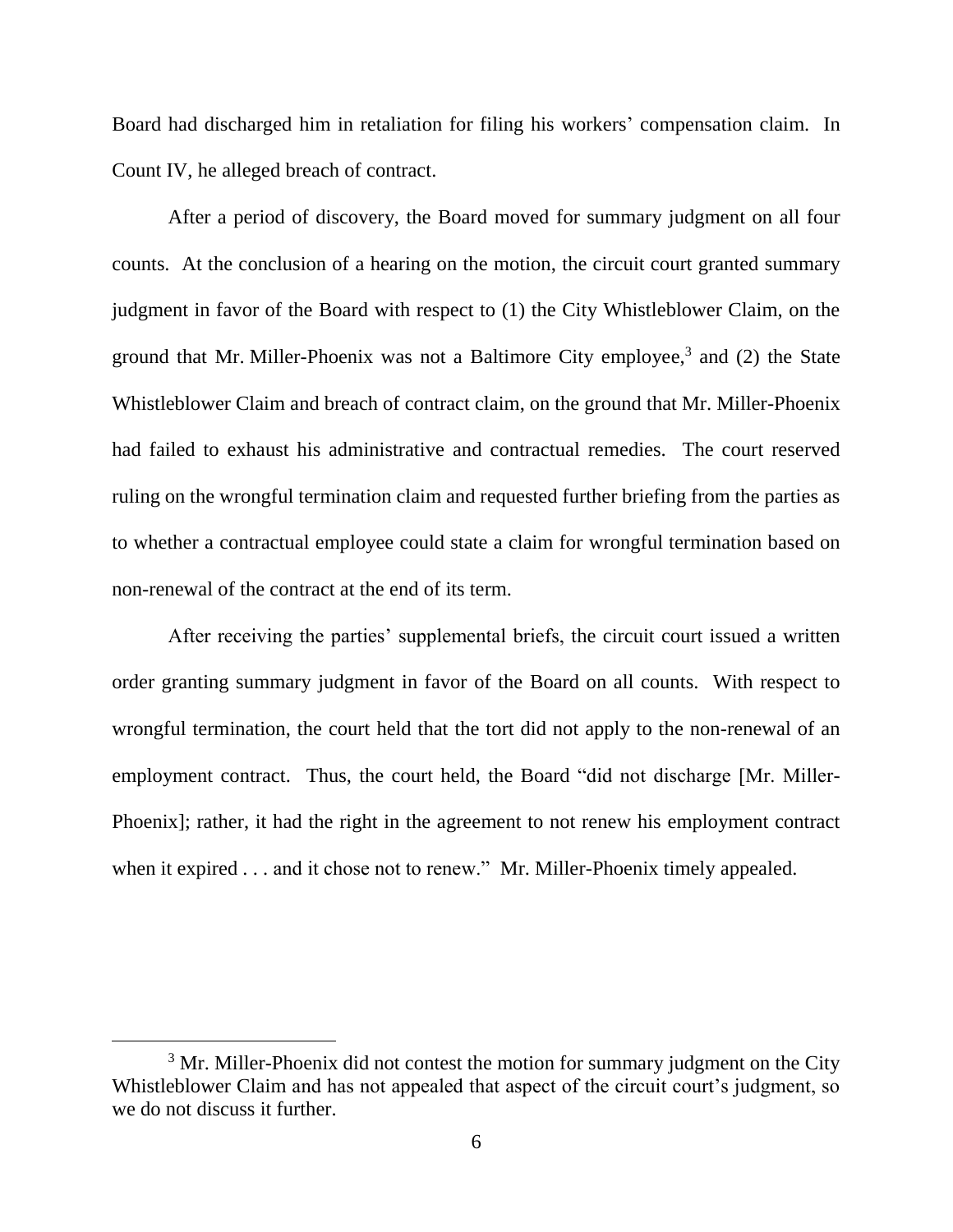Board had discharged him in retaliation for filing his workers' compensation claim. In Count IV, he alleged breach of contract.

After a period of discovery, the Board moved for summary judgment on all four counts. At the conclusion of a hearing on the motion, the circuit court granted summary judgment in favor of the Board with respect to (1) the City Whistleblower Claim, on the ground that Mr. Miller-Phoenix was not a Baltimore City employee,[3] and (2) the State Whistleblower Claim and breach of contract claim, on the ground that Mr. Miller-Phoenix had failed to exhaust his administrative and contractual remedies. The court reserved ruling on the wrongful termination claim and requested further briefing from the parties as to whether a contractual employee could state a claim for wrongful termination based on non-renewal of the contract at the end of its term.

After receiving the parties' supplemental briefs, the circuit court issued a written order granting summary judgment in favor of the Board on all counts. With respect to wrongful termination, the court held that the tort did not apply to the non-renewal of an employment contract. Thus, the court held, the Board "did not discharge [Mr. Miller-Phoenix]; rather, it had the right in the agreement to not renew his employment contract when it expired . . . and it chose not to renew." Mr. Miller-Phoenix timely appealed.

---

[3] Mr. Miller-Phoenix did not contest the motion for summary judgment on the City Whistleblower Claim and has not appealed that aspect of the circuit court's judgment, so we do not discuss it further.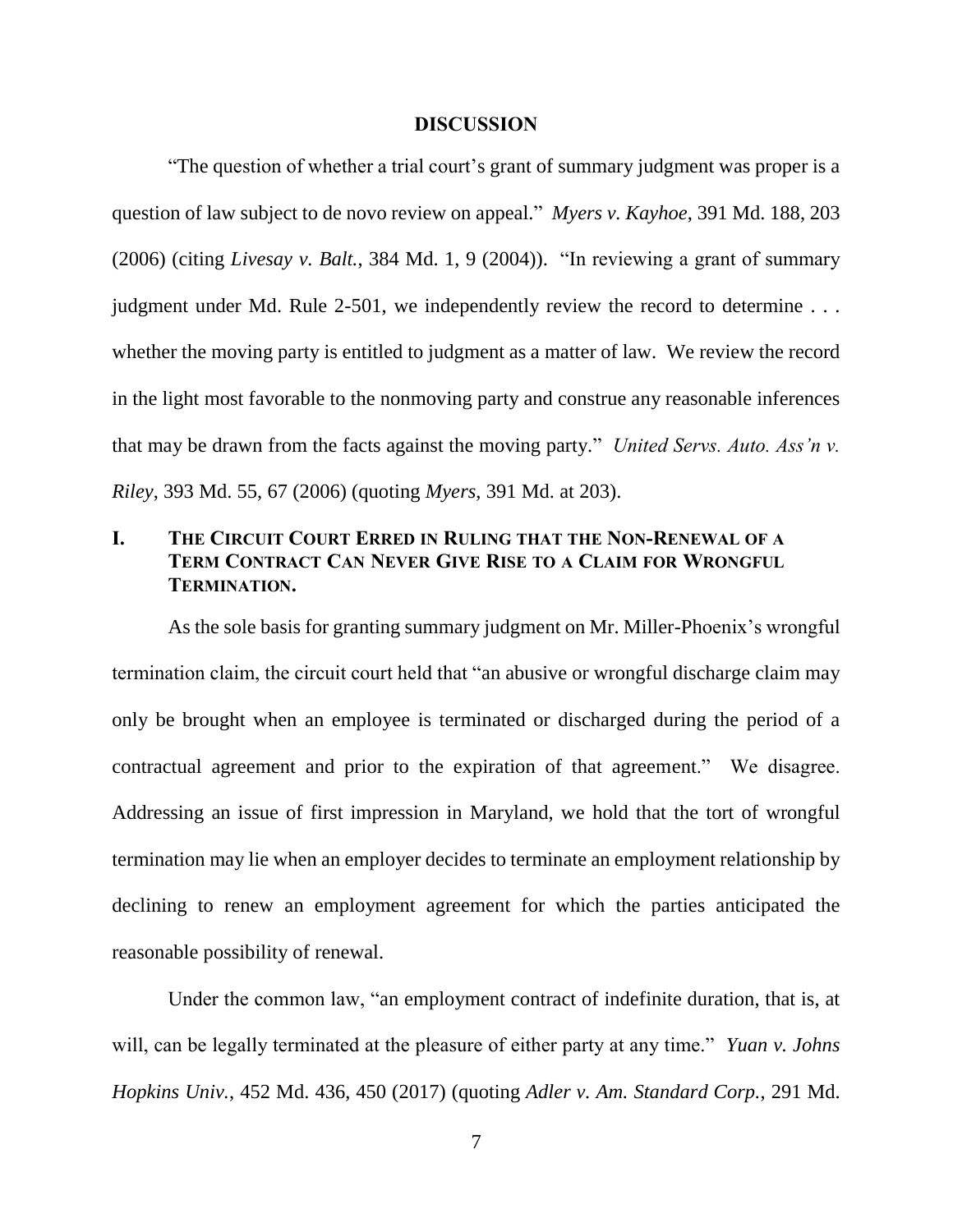## DISCUSSION

"The question of whether a trial court's grant of summary judgment was proper is a question of law subject to de novo review on appeal." *Myers v. Kayhoe*, 391 Md. 188, 203 (2006) (citing *Livesay v. Balt.*, 384 Md. 1, 9 (2004)). "In reviewing a grant of summary judgment under Md. Rule 2-501, we independently review the record to determine . . . whether the moving party is entitled to judgment as a matter of law. We review the record in the light most favorable to the nonmoving party and construe any reasonable inferences that may be drawn from the facts against the moving party." *United Servs. Auto. Ass'n v. Riley*, 393 Md. 55, 67 (2006) (quoting *Myers*, 391 Md. at 203).

### I. THE CIRCUIT COURT ERRED IN RULING THAT THE NON-RENEWAL OF A TERM CONTRACT CAN NEVER GIVE RISE TO A CLAIM FOR WRONGFUL TERMINATION.

As the sole basis for granting summary judgment on Mr. Miller-Phoenix's wrongful termination claim, the circuit court held that "an abusive or wrongful discharge claim may only be brought when an employee is terminated or discharged during the period of a contractual agreement and prior to the expiration of that agreement." We disagree. Addressing an issue of first impression in Maryland, we hold that the tort of wrongful termination may lie when an employer decides to terminate an employment relationship by declining to renew an employment agreement for which the parties anticipated the reasonable possibility of renewal.

Under the common law, "an employment contract of indefinite duration, that is, at will, can be legally terminated at the pleasure of either party at any time." *Yuan v. Johns Hopkins Univ.*, 452 Md. 436, 450 (2017) (quoting *Adler v. Am. Standard Corp.*, 291 Md.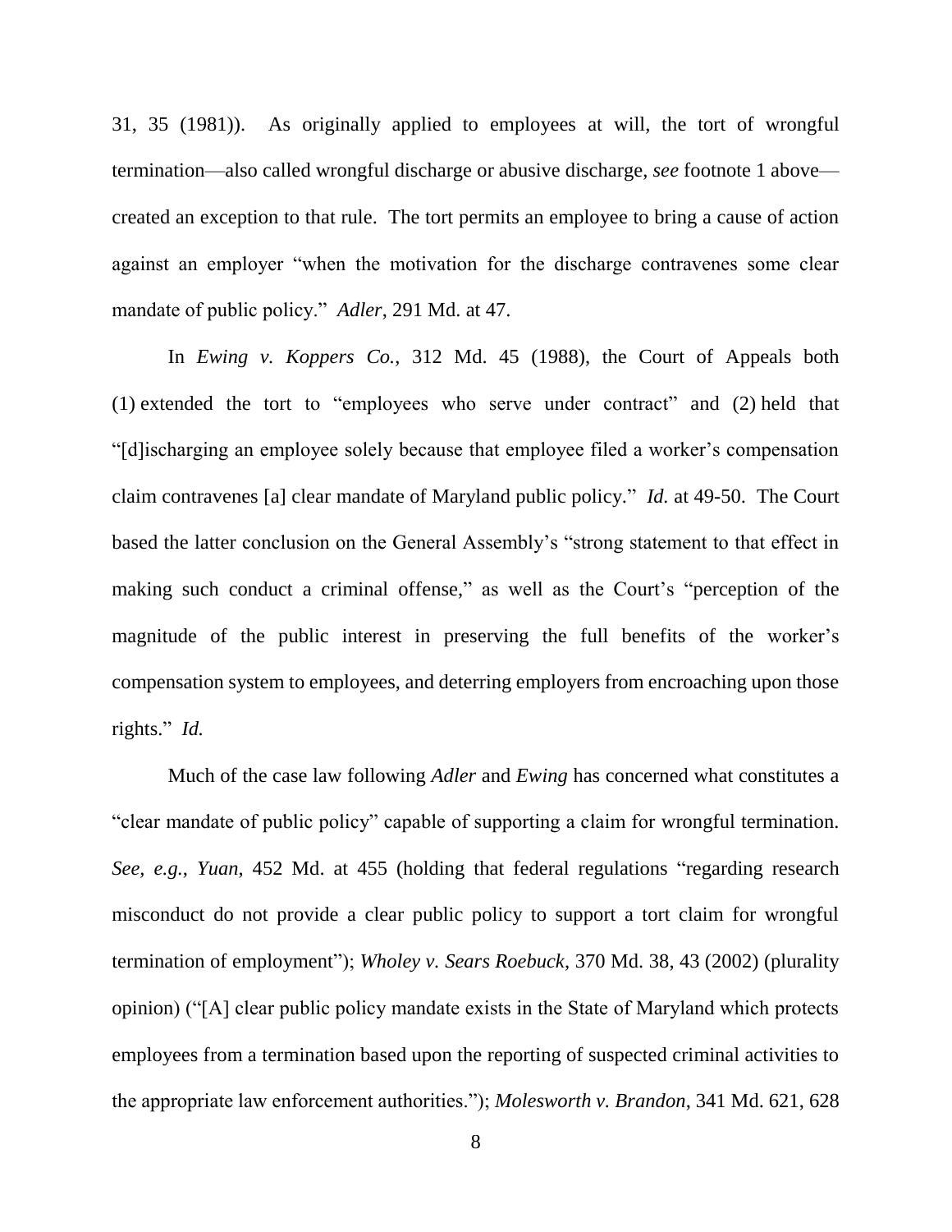31, 35 (1981)). As originally applied to employees at will, the tort of wrongful termination—also called wrongful discharge or abusive discharge, *see* footnote 1 above—created an exception to that rule. The tort permits an employee to bring a cause of action against an employer "when the motivation for the discharge contravenes some clear mandate of public policy." *Adler*, 291 Md. at 47.

In *Ewing v. Koppers Co.*, 312 Md. 45 (1988), the Court of Appeals both (1) extended the tort to "employees who serve under contract" and (2) held that "[d]ischarging an employee solely because that employee filed a worker's compensation claim contravenes [a] clear mandate of Maryland public policy." *Id.* at 49-50. The Court based the latter conclusion on the General Assembly's "strong statement to that effect in making such conduct a criminal offense," as well as the Court's "perception of the magnitude of the public interest in preserving the full benefits of the worker's compensation system to employees, and deterring employers from encroaching upon those rights." *Id.*

Much of the case law following *Adler* and *Ewing* has concerned what constitutes a "clear mandate of public policy" capable of supporting a claim for wrongful termination. *See, e.g.*, *Yuan*, 452 Md. at 455 (holding that federal regulations "regarding research misconduct do not provide a clear public policy to support a tort claim for wrongful termination of employment"); *Wholey v. Sears Roebuck*, 370 Md. 38, 43 (2002) (plurality opinion) ("[A] clear public policy mandate exists in the State of Maryland which protects employees from a termination based upon the reporting of suspected criminal activities to the appropriate law enforcement authorities."); *Molesworth v. Brandon*, 341 Md. 621, 628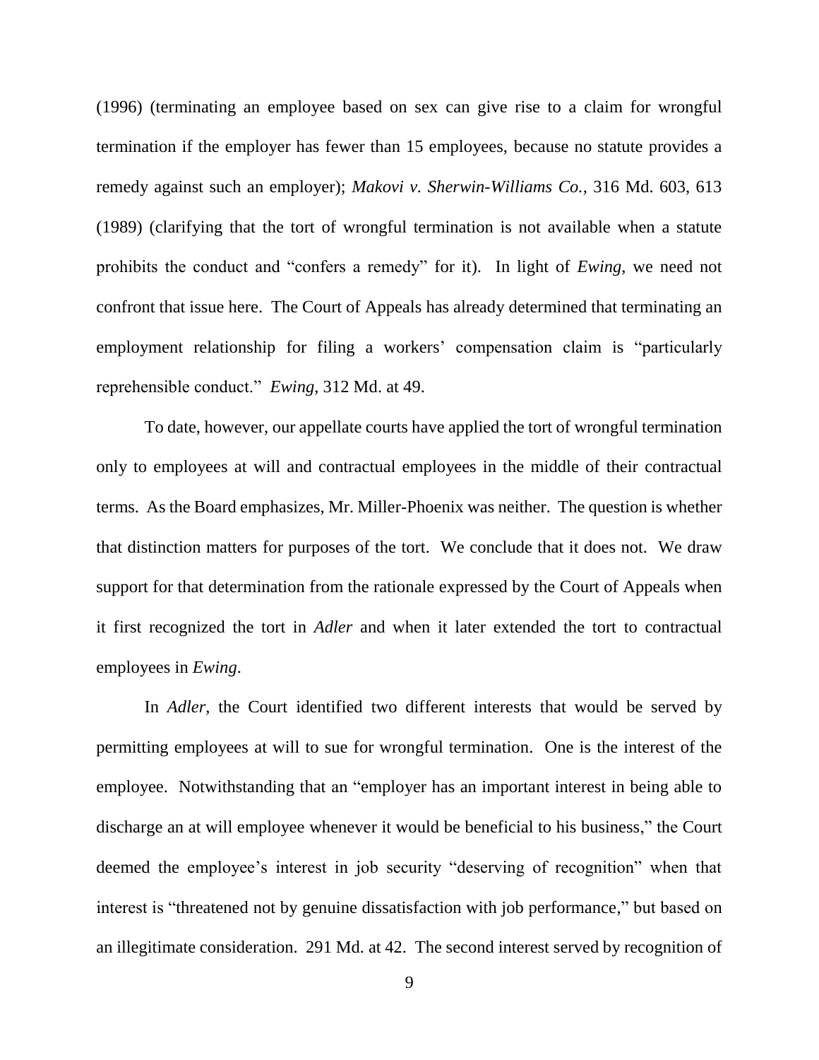(1996) (terminating an employee based on sex can give rise to a claim for wrongful termination if the employer has fewer than 15 employees, because no statute provides a remedy against such an employer); *Makovi v. Sherwin-Williams Co.*, 316 Md. 603, 613 (1989) (clarifying that the tort of wrongful termination is not available when a statute prohibits the conduct and "confers a remedy" for it). In light of *Ewing*, we need not confront that issue here. The Court of Appeals has already determined that terminating an employment relationship for filing a workers' compensation claim is "particularly reprehensible conduct." *Ewing*, 312 Md. at 49.

To date, however, our appellate courts have applied the tort of wrongful termination only to employees at will and contractual employees in the middle of their contractual terms. As the Board emphasizes, Mr. Miller-Phoenix was neither. The question is whether that distinction matters for purposes of the tort. We conclude that it does not. We draw support for that determination from the rationale expressed by the Court of Appeals when it first recognized the tort in *Adler* and when it later extended the tort to contractual employees in *Ewing*.

In *Adler*, the Court identified two different interests that would be served by permitting employees at will to sue for wrongful termination. One is the interest of the employee. Notwithstanding that an "employer has an important interest in being able to discharge an at will employee whenever it would be beneficial to his business," the Court deemed the employee's interest in job security "deserving of recognition" when that interest is "threatened not by genuine dissatisfaction with job performance," but based on an illegitimate consideration. 291 Md. at 42. The second interest served by recognition of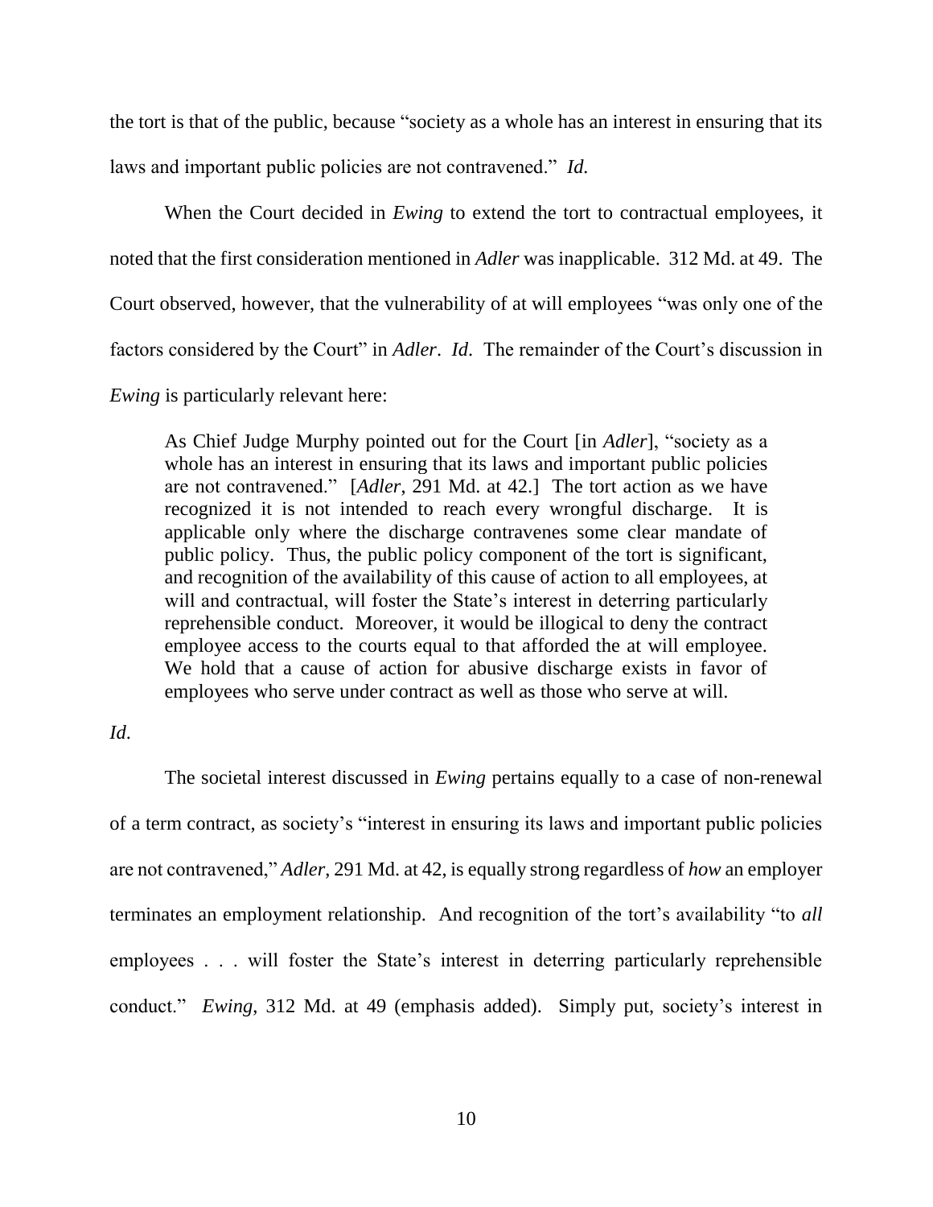the tort is that of the public, because "society as a whole has an interest in ensuring that its laws and important public policies are not contravened." *Id.*

When the Court decided in *Ewing* to extend the tort to contractual employees, it noted that the first consideration mentioned in *Adler* was inapplicable. 312 Md. at 49. The Court observed, however, that the vulnerability of at will employees "was only one of the factors considered by the Court" in *Adler*. *Id*. The remainder of the Court's discussion in *Ewing* is particularly relevant here:

> As Chief Judge Murphy pointed out for the Court [in *Adler*], "society as a whole has an interest in ensuring that its laws and important public policies are not contravened." [*Adler*, 291 Md. at 42.] The tort action as we have recognized it is not intended to reach every wrongful discharge. It is applicable only where the discharge contravenes some clear mandate of public policy. Thus, the public policy component of the tort is significant, and recognition of the availability of this cause of action to all employees, at will and contractual, will foster the State's interest in deterring particularly reprehensible conduct. Moreover, it would be illogical to deny the contract employee access to the courts equal to that afforded the at will employee. We hold that a cause of action for abusive discharge exists in favor of employees who serve under contract as well as those who serve at will.

*Id*.

The societal interest discussed in *Ewing* pertains equally to a case of non-renewal of a term contract, as society's "interest in ensuring its laws and important public policies are not contravened," *Adler*, 291 Md. at 42, is equally strong regardless of *how* an employer terminates an employment relationship. And recognition of the tort's availability "to *all* employees . . . will foster the State's interest in deterring particularly reprehensible conduct." *Ewing*, 312 Md. at 49 (emphasis added). Simply put, society's interest in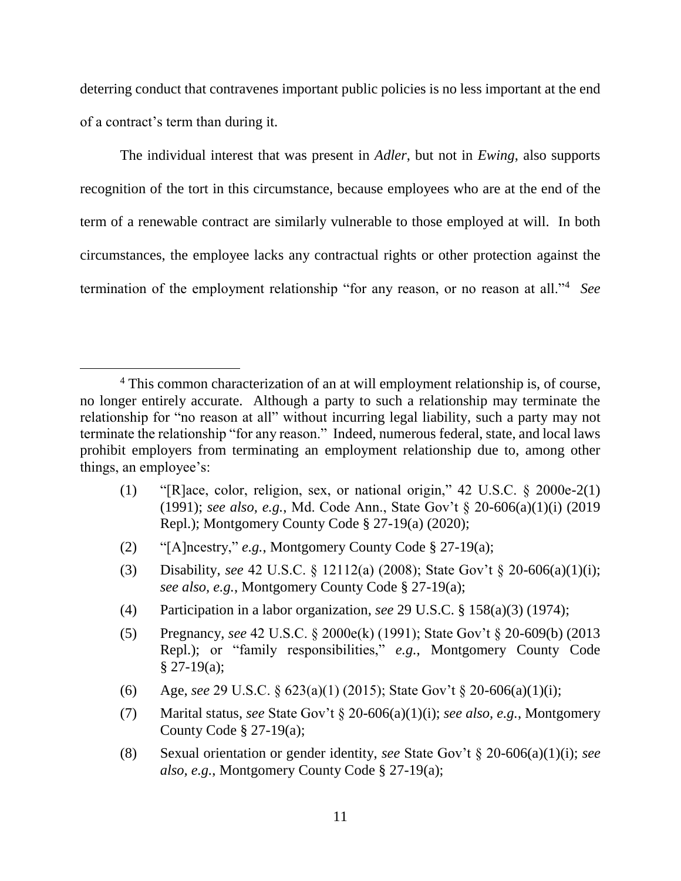deterring conduct that contravenes important public policies is no less important at the end of a contract's term than during it.

The individual interest that was present in *Adler*, but not in *Ewing*, also supports recognition of the tort in this circumstance, because employees who are at the end of the term of a renewable contract are similarly vulnerable to those employed at will. In both circumstances, the employee lacks any contractual rights or other protection against the termination of the employment relationship "for any reason, or no reason at all."[4] *See*

---

[4] This common characterization of an at will employment relationship is, of course, no longer entirely accurate. Although a party to such a relationship may terminate the relationship for "no reason at all" without incurring legal liability, such a party may not terminate the relationship "for any reason." Indeed, numerous federal, state, and local laws prohibit employers from terminating an employment relationship due to, among other things, an employee's:

(1) "[R]ace, color, religion, sex, or national origin," 42 U.S.C. § 2000e-2(1) (1991); *see also, e.g.*, Md. Code Ann., State Gov't § 20-606(a)(1)(i) (2019 Repl.); Montgomery County Code § 27-19(a) (2020);

(2) "[A]ncestry," *e.g.*, Montgomery County Code § 27-19(a);

(3) Disability, *see* 42 U.S.C. § 12112(a) (2008); State Gov't § 20-606(a)(1)(i); *see also, e.g.*, Montgomery County Code § 27-19(a);

(4) Participation in a labor organization, *see* 29 U.S.C. § 158(a)(3) (1974);

(5) Pregnancy, *see* 42 U.S.C. § 2000e(k) (1991); State Gov't § 20-609(b) (2013 Repl.); or "family responsibilities," *e.g.*, Montgomery County Code § 27-19(a);

(6) Age, *see* 29 U.S.C. § 623(a)(1) (2015); State Gov't § 20-606(a)(1)(i);

(7) Marital status, *see* State Gov't § 20-606(a)(1)(i); *see also, e.g.*, Montgomery County Code § 27-19(a);

(8) Sexual orientation or gender identity, *see* State Gov't § 20-606(a)(1)(i); *see also, e.g.*, Montgomery County Code § 27-19(a);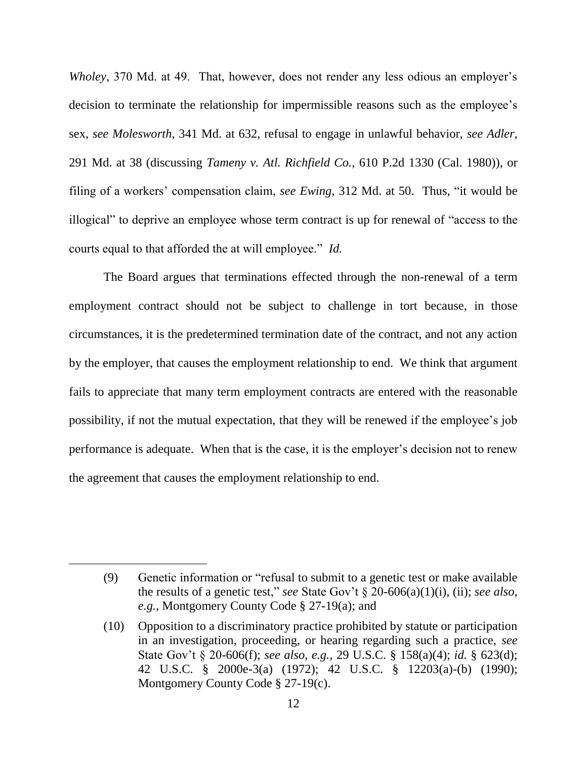*Wholey*, 370 Md. at 49. That, however, does not render any less odious an employer's decision to terminate the relationship for impermissible reasons such as the employee's sex, *see Molesworth*, 341 Md. at 632, refusal to engage in unlawful behavior, *see Adler*, 291 Md. at 38 (discussing *Tameny v. Atl. Richfield Co.*, 610 P.2d 1330 (Cal. 1980)), or filing of a workers' compensation claim, *see Ewing*, 312 Md. at 50. Thus, "it would be illogical" to deprive an employee whose term contract is up for renewal of "access to the courts equal to that afforded the at will employee." *Id.*

The Board argues that terminations effected through the non-renewal of a term employment contract should not be subject to challenge in tort because, in those circumstances, it is the predetermined termination date of the contract, and not any action by the employer, that causes the employment relationship to end. We think that argument fails to appreciate that many term employment contracts are entered with the reasonable possibility, if not the mutual expectation, that they will be renewed if the employee's job performance is adequate. When that is the case, it is the employer's decision not to renew the agreement that causes the employment relationship to end.

---

(9) Genetic information or "refusal to submit to a genetic test or make available the results of a genetic test," *see* State Gov't § 20-606(a)(1)(i), (ii); *see also, e.g.*, Montgomery County Code § 27-19(a); and

(10) Opposition to a discriminatory practice prohibited by statute or participation in an investigation, proceeding, or hearing regarding such a practice, *see* State Gov't § 20-606(f); *see also, e.g.*, 29 U.S.C. § 158(a)(4); *id.* § 623(d); 42 U.S.C. § 2000e-3(a) (1972); 42 U.S.C. § 12203(a)-(b) (1990); Montgomery County Code § 27-19(c).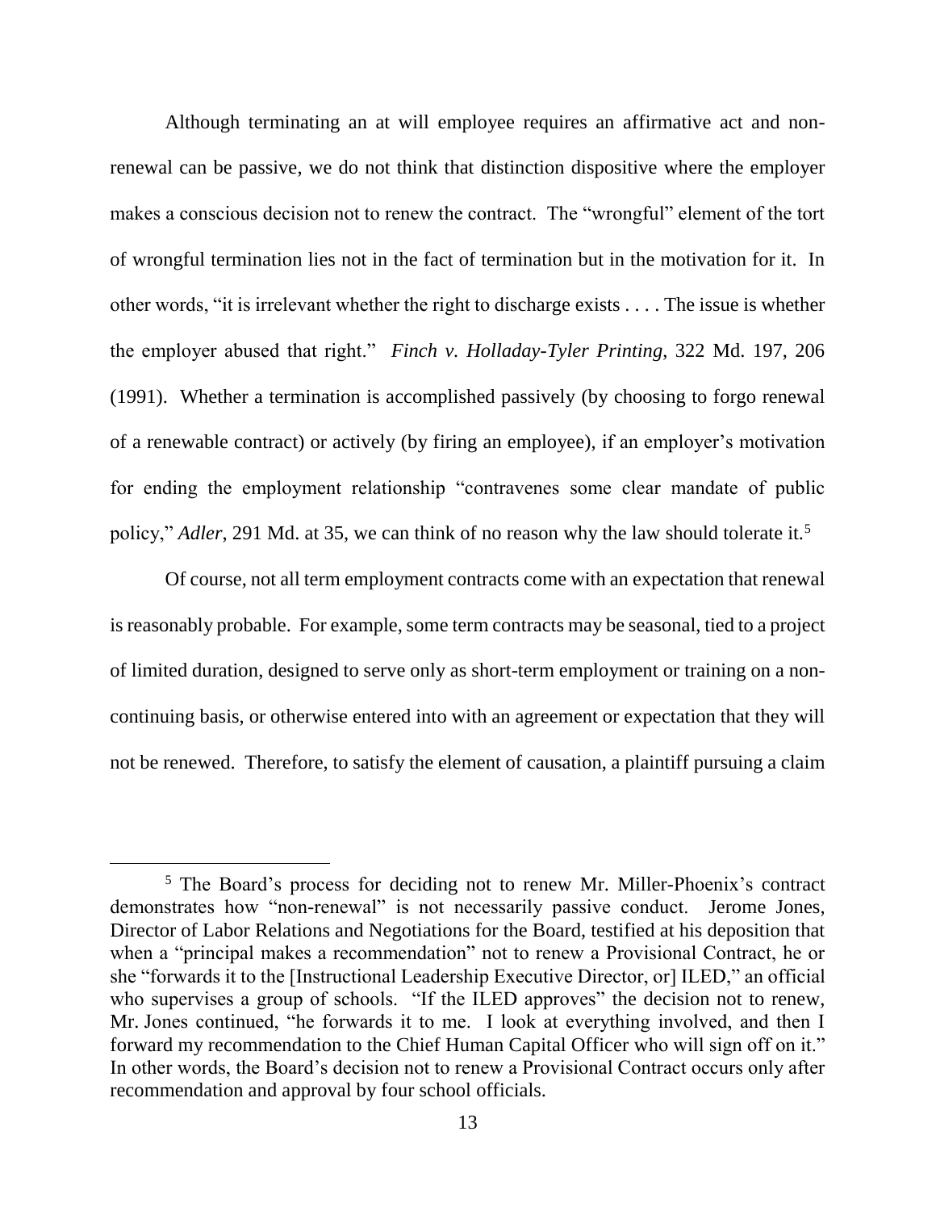Although terminating an at will employee requires an affirmative act and non-renewal can be passive, we do not think that distinction dispositive where the employer makes a conscious decision not to renew the contract. The "wrongful" element of the tort of wrongful termination lies not in the fact of termination but in the motivation for it. In other words, "it is irrelevant whether the right to discharge exists . . . . The issue is whether the employer abused that right." *Finch v. Holladay-Tyler Printing*, 322 Md. 197, 206 (1991). Whether a termination is accomplished passively (by choosing to forgo renewal of a renewable contract) or actively (by firing an employee), if an employer's motivation for ending the employment relationship "contravenes some clear mandate of public policy," *Adler*, 291 Md. at 35, we can think of no reason why the law should tolerate it.[5]

Of course, not all term employment contracts come with an expectation that renewal is reasonably probable. For example, some term contracts may be seasonal, tied to a project of limited duration, designed to serve only as short-term employment or training on a non-continuing basis, or otherwise entered into with an agreement or expectation that they will not be renewed. Therefore, to satisfy the element of causation, a plaintiff pursuing a claim

---

[5] The Board's process for deciding not to renew Mr. Miller-Phoenix's contract demonstrates how "non-renewal" is not necessarily passive conduct. Jerome Jones, Director of Labor Relations and Negotiations for the Board, testified at his deposition that when a "principal makes a recommendation" not to renew a Provisional Contract, he or she "forwards it to the [Instructional Leadership Executive Director, or] ILED," an official who supervises a group of schools. "If the ILED approves" the decision not to renew, Mr. Jones continued, "he forwards it to me. I look at everything involved, and then I forward my recommendation to the Chief Human Capital Officer who will sign off on it." In other words, the Board's decision not to renew a Provisional Contract occurs only after recommendation and approval by four school officials.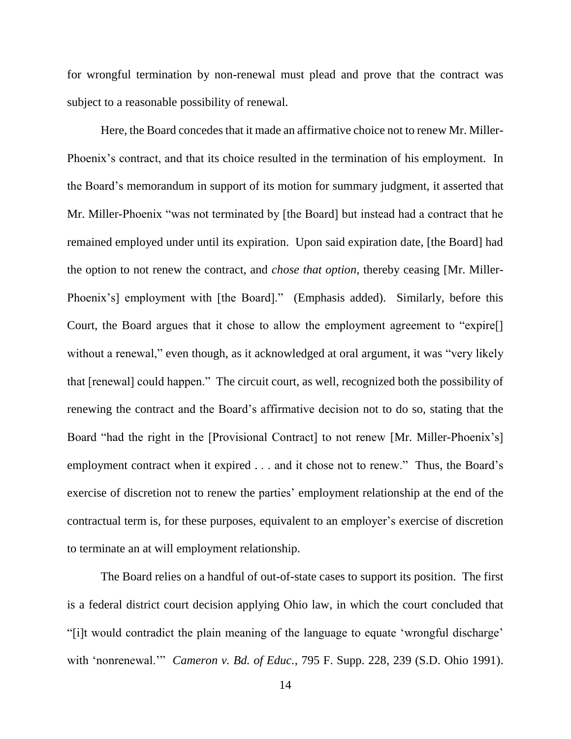for wrongful termination by non-renewal must plead and prove that the contract was subject to a reasonable possibility of renewal.

Here, the Board concedes that it made an affirmative choice not to renew Mr. Miller-Phoenix's contract, and that its choice resulted in the termination of his employment. In the Board's memorandum in support of its motion for summary judgment, it asserted that Mr. Miller-Phoenix "was not terminated by [the Board] but instead had a contract that he remained employed under until its expiration. Upon said expiration date, [the Board] had the option to not renew the contract, and *chose that option*, thereby ceasing [Mr. Miller-Phoenix's] employment with [the Board]." (Emphasis added). Similarly, before this Court, the Board argues that it chose to allow the employment agreement to "expire[] without a renewal," even though, as it acknowledged at oral argument, it was "very likely that [renewal] could happen." The circuit court, as well, recognized both the possibility of renewing the contract and the Board's affirmative decision not to do so, stating that the Board "had the right in the [Provisional Contract] to not renew [Mr. Miller-Phoenix's] employment contract when it expired . . . and it chose not to renew." Thus, the Board's exercise of discretion not to renew the parties' employment relationship at the end of the contractual term is, for these purposes, equivalent to an employer's exercise of discretion to terminate an at will employment relationship.

The Board relies on a handful of out-of-state cases to support its position. The first is a federal district court decision applying Ohio law, in which the court concluded that "[i]t would contradict the plain meaning of the language to equate 'wrongful discharge' with 'nonrenewal.'" *Cameron v. Bd. of Educ.*, 795 F. Supp. 228, 239 (S.D. Ohio 1991).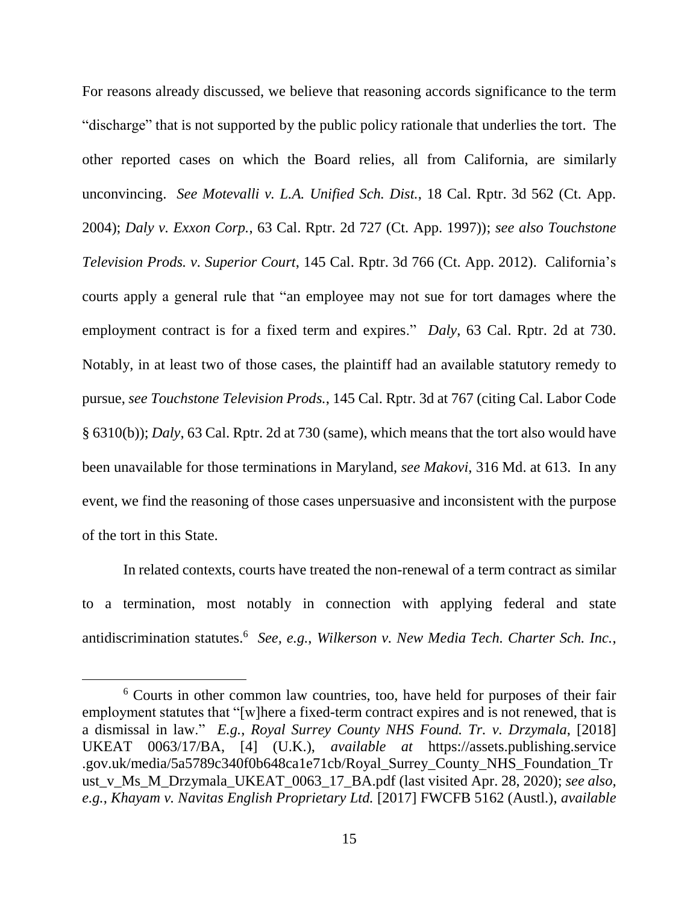For reasons already discussed, we believe that reasoning accords significance to the term "discharge" that is not supported by the public policy rationale that underlies the tort. The other reported cases on which the Board relies, all from California, are similarly unconvincing. *See Motevalli v. L.A. Unified Sch. Dist.*, 18 Cal. Rptr. 3d 562 (Ct. App. 2004); *Daly v. Exxon Corp.*, 63 Cal. Rptr. 2d 727 (Ct. App. 1997)); *see also Touchstone Television Prods. v. Superior Court*, 145 Cal. Rptr. 3d 766 (Ct. App. 2012). California's courts apply a general rule that "an employee may not sue for tort damages where the employment contract is for a fixed term and expires." *Daly*, 63 Cal. Rptr. 2d at 730. Notably, in at least two of those cases, the plaintiff had an available statutory remedy to pursue, *see Touchstone Television Prods.*, 145 Cal. Rptr. 3d at 767 (citing Cal. Labor Code § 6310(b)); *Daly*, 63 Cal. Rptr. 2d at 730 (same), which means that the tort also would have been unavailable for those terminations in Maryland, *see Makovi*, 316 Md. at 613. In any event, we find the reasoning of those cases unpersuasive and inconsistent with the purpose of the tort in this State.

In related contexts, courts have treated the non-renewal of a term contract as similar to a termination, most notably in connection with applying federal and state antidiscrimination statutes.[6] *See, e.g.*, *Wilkerson v. New Media Tech. Charter Sch. Inc.*,

---

[6] Courts in other common law countries, too, have held for purposes of their fair employment statutes that "[w]here a fixed-term contract expires and is not renewed, that is a dismissal in law." *E.g.*, *Royal Surrey County NHS Found. Tr. v. Drzymala*, [2018] UKEAT 0063/17/BA, [4] (U.K.), *available at* https://assets.publishing.service.gov.uk/media/5a5789c340f0b648ca1e71cb/Royal_Surrey_County_NHS_Foundation_Trust_v_Ms_M_Drzymala_UKEAT_0063_17_BA.pdf (last visited Apr. 28, 2020); *see also, e.g.*, *Khayam v. Navitas English Proprietary Ltd.* [2017] FWCFB 5162 (Austl.), *available*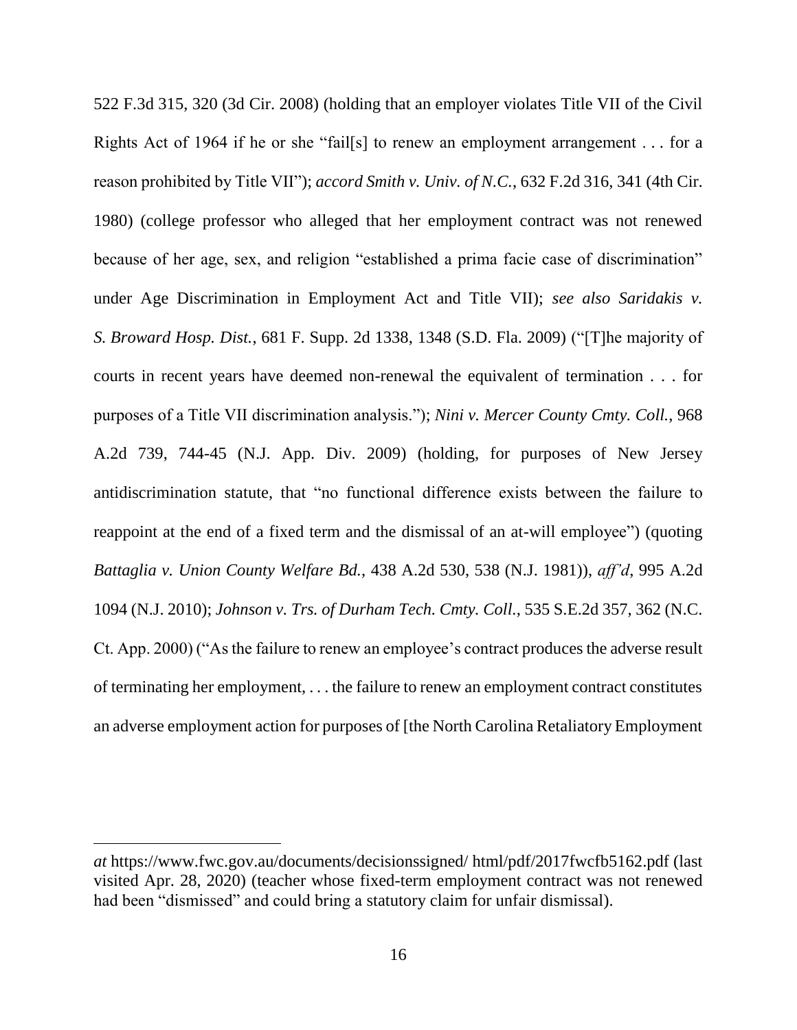522 F.3d 315, 320 (3d Cir. 2008) (holding that an employer violates Title VII of the Civil Rights Act of 1964 if he or she "fail[s] to renew an employment arrangement . . . for a reason prohibited by Title VII"); *accord Smith v. Univ. of N.C.*, 632 F.2d 316, 341 (4th Cir. 1980) (college professor who alleged that her employment contract was not renewed because of her age, sex, and religion "established a prima facie case of discrimination" under Age Discrimination in Employment Act and Title VII); *see also Saridakis v. S. Broward Hosp. Dist.*, 681 F. Supp. 2d 1338, 1348 (S.D. Fla. 2009) ("[T]he majority of courts in recent years have deemed non-renewal the equivalent of termination . . . for purposes of a Title VII discrimination analysis."); *Nini v. Mercer County Cmty. Coll.*, 968 A.2d 739, 744-45 (N.J. App. Div. 2009) (holding, for purposes of New Jersey antidiscrimination statute, that "no functional difference exists between the failure to reappoint at the end of a fixed term and the dismissal of an at-will employee") (quoting *Battaglia v. Union County Welfare Bd.*, 438 A.2d 530, 538 (N.J. 1981)), *aff'd*, 995 A.2d 1094 (N.J. 2010); *Johnson v. Trs. of Durham Tech. Cmty. Coll.*, 535 S.E.2d 357, 362 (N.C. Ct. App. 2000) ("As the failure to renew an employee's contract produces the adverse result of terminating her employment, . . . the failure to renew an employment contract constitutes an adverse employment action for purposes of [the North Carolina Retaliatory Employment

---

*at* https://www.fwc.gov.au/documents/decisionssigned/ html/pdf/2017fwcfb5162.pdf (last visited Apr. 28, 2020) (teacher whose fixed-term employment contract was not renewed had been "dismissed" and could bring a statutory claim for unfair dismissal).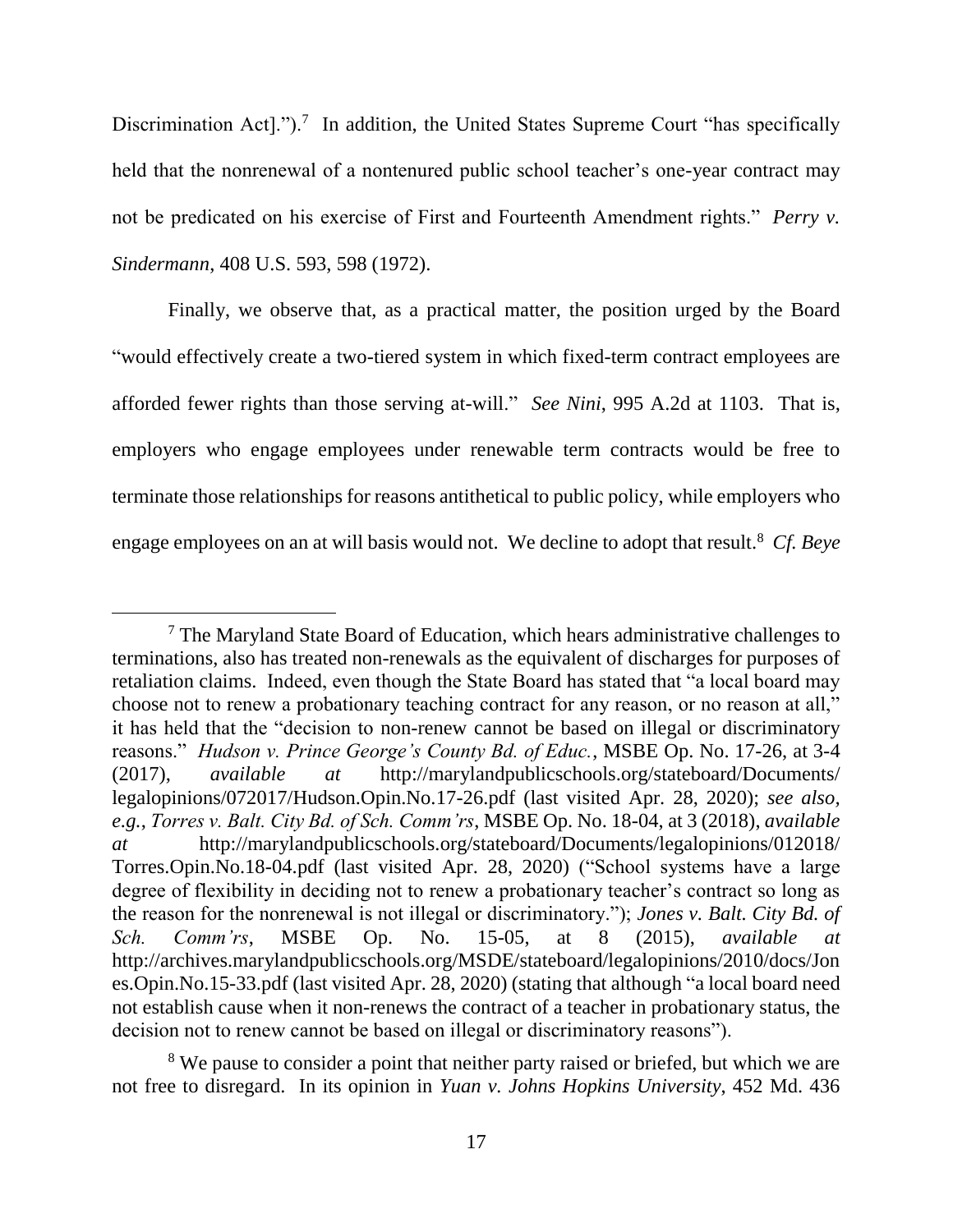Discrimination Act].").[7] In addition, the United States Supreme Court "has specifically held that the nonrenewal of a nontenured public school teacher's one-year contract may not be predicated on his exercise of First and Fourteenth Amendment rights." *Perry v. Sindermann*, 408 U.S. 593, 598 (1972).

Finally, we observe that, as a practical matter, the position urged by the Board "would effectively create a two-tiered system in which fixed-term contract employees are afforded fewer rights than those serving at-will." *See Nini*, 995 A.2d at 1103. That is, employers who engage employees under renewable term contracts would be free to terminate those relationships for reasons antithetical to public policy, while employers who engage employees on an at will basis would not. We decline to adopt that result.[8] *Cf. Beye*

---

[7] The Maryland State Board of Education, which hears administrative challenges to terminations, also has treated non-renewals as the equivalent of discharges for purposes of retaliation claims. Indeed, even though the State Board has stated that "a local board may choose not to renew a probationary teaching contract for any reason, or no reason at all," it has held that the "decision to non-renew cannot be based on illegal or discriminatory reasons." *Hudson v. Prince George's County Bd. of Educ.*, MSBE Op. No. 17-26, at 3-4 (2017), *available at* http://marylandpublicschools.org/stateboard/Documents/legalopinions/072017/Hudson.Opin.No.17-26.pdf (last visited Apr. 28, 2020); *see also, e.g.*, *Torres v. Balt. City Bd. of Sch. Comm'rs*, MSBE Op. No. 18-04, at 3 (2018), *available at* http://marylandpublicschools.org/stateboard/Documents/legalopinions/012018/Torres.Opin.No.18-04.pdf (last visited Apr. 28, 2020) ("School systems have a large degree of flexibility in deciding not to renew a probationary teacher's contract so long as the reason for the nonrenewal is not illegal or discriminatory."); *Jones v. Balt. City Bd. of Sch. Comm'rs*, MSBE Op. No. 15-05, at 8 (2015), *available at* http://archives.marylandpublicschools.org/MSDE/stateboard/legalopinions/2010/docs/Jones.Opin.No.15-33.pdf (last visited Apr. 28, 2020) (stating that although "a local board need not establish cause when it non-renews the contract of a teacher in probationary status, the decision not to renew cannot be based on illegal or discriminatory reasons").

[8] We pause to consider a point that neither party raised or briefed, but which we are not free to disregard. In its opinion in *Yuan v. Johns Hopkins University*, 452 Md. 436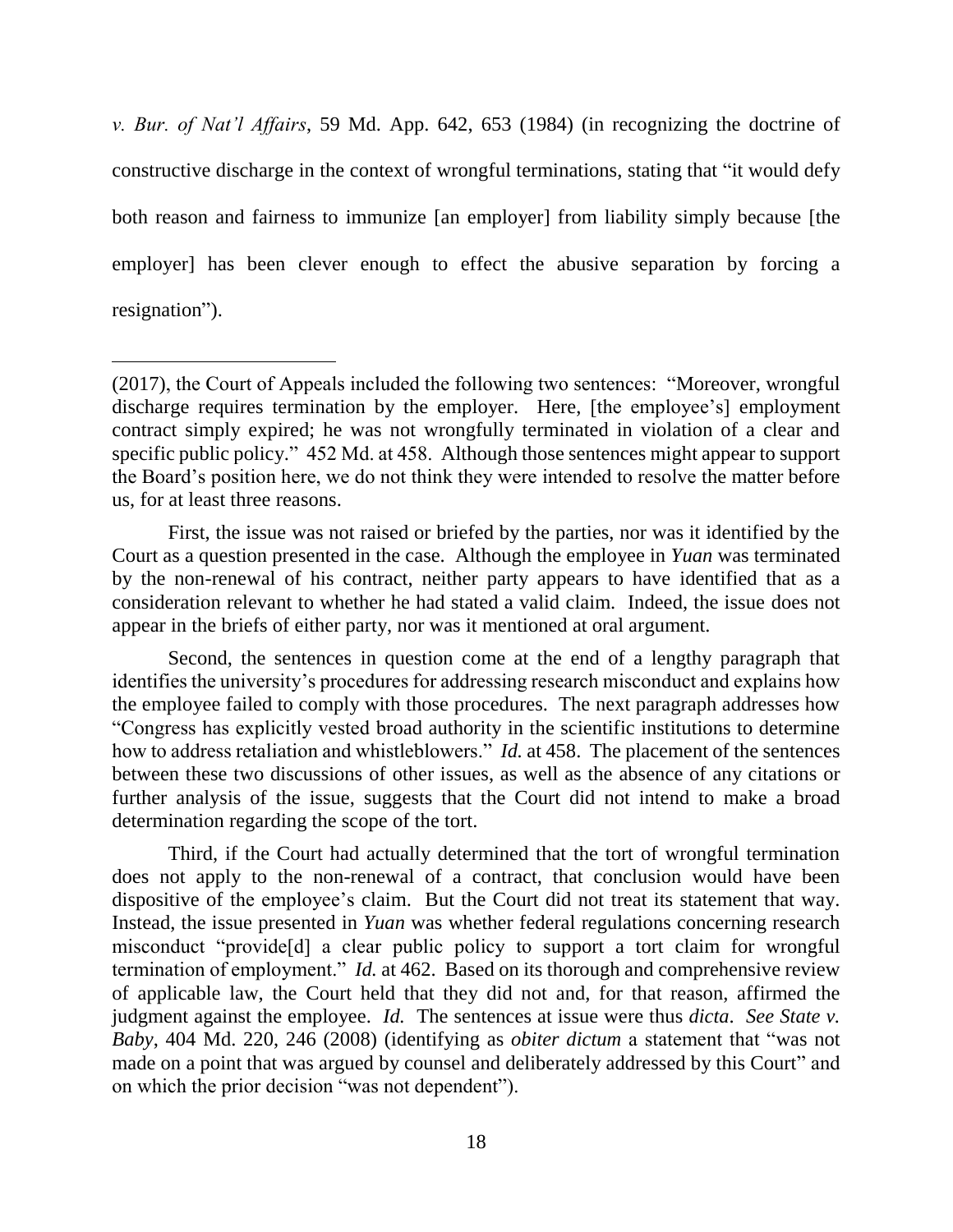*v. Bur. of Nat'l Affairs*, 59 Md. App. 642, 653 (1984) (in recognizing the doctrine of constructive discharge in the context of wrongful terminations, stating that "it would defy both reason and fairness to immunize [an employer] from liability simply because [the employer] has been clever enough to effect the abusive separation by forcing a resignation").

---

(2017), the Court of Appeals included the following two sentences: "Moreover, wrongful discharge requires termination by the employer. Here, [the employee's] employment contract simply expired; he was not wrongfully terminated in violation of a clear and specific public policy." 452 Md. at 458. Although those sentences might appear to support the Board's position here, we do not think they were intended to resolve the matter before us, for at least three reasons.

First, the issue was not raised or briefed by the parties, nor was it identified by the Court as a question presented in the case. Although the employee in *Yuan* was terminated by the non-renewal of his contract, neither party appears to have identified that as a consideration relevant to whether he had stated a valid claim. Indeed, the issue does not appear in the briefs of either party, nor was it mentioned at oral argument.

Second, the sentences in question come at the end of a lengthy paragraph that identifies the university's procedures for addressing research misconduct and explains how the employee failed to comply with those procedures. The next paragraph addresses how "Congress has explicitly vested broad authority in the scientific institutions to determine how to address retaliation and whistleblowers." *Id.* at 458. The placement of the sentences between these two discussions of other issues, as well as the absence of any citations or further analysis of the issue, suggests that the Court did not intend to make a broad determination regarding the scope of the tort.

Third, if the Court had actually determined that the tort of wrongful termination does not apply to the non-renewal of a contract, that conclusion would have been dispositive of the employee's claim. But the Court did not treat its statement that way. Instead, the issue presented in *Yuan* was whether federal regulations concerning research misconduct "provide[d] a clear public policy to support a tort claim for wrongful termination of employment." *Id.* at 462. Based on its thorough and comprehensive review of applicable law, the Court held that they did not and, for that reason, affirmed the judgment against the employee. *Id.* The sentences at issue were thus *dicta*. *See State v. Baby*, 404 Md. 220, 246 (2008) (identifying as *obiter dictum* a statement that "was not made on a point that was argued by counsel and deliberately addressed by this Court" and on which the prior decision "was not dependent").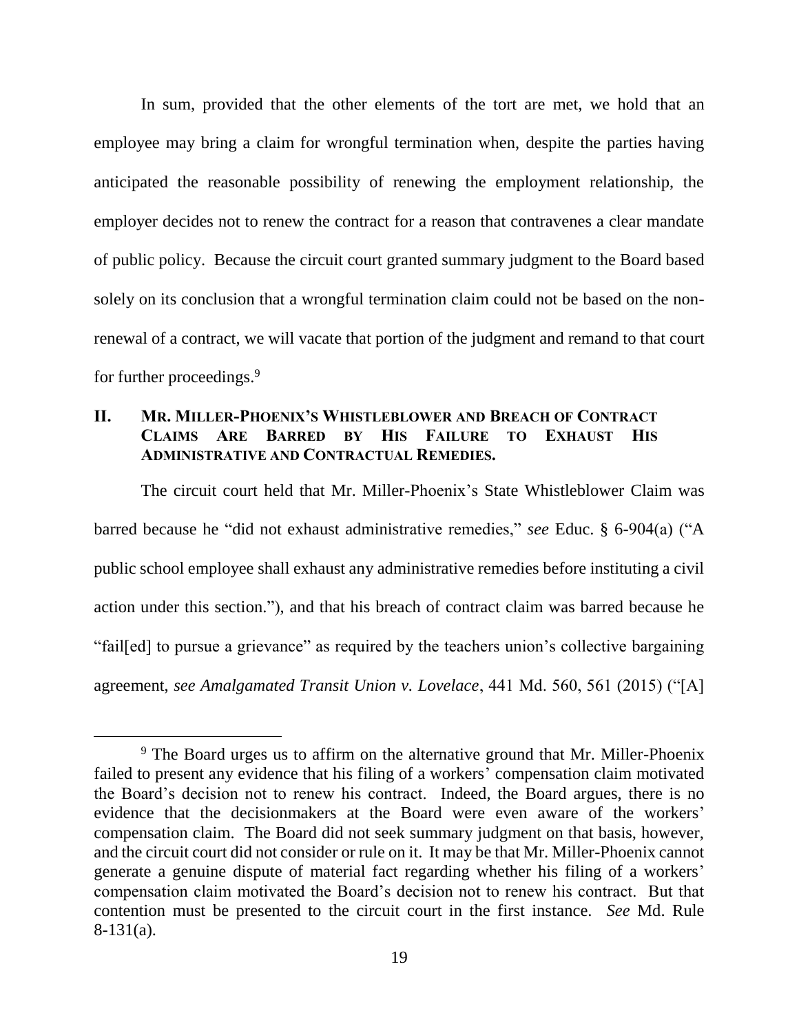In sum, provided that the other elements of the tort are met, we hold that an employee may bring a claim for wrongful termination when, despite the parties having anticipated the reasonable possibility of renewing the employment relationship, the employer decides not to renew the contract for a reason that contravenes a clear mandate of public policy. Because the circuit court granted summary judgment to the Board based solely on its conclusion that a wrongful termination claim could not be based on the non-renewal of a contract, we will vacate that portion of the judgment and remand to that court for further proceedings.[9]

## II. MR. MILLER-PHOENIX'S WHISTLEBLOWER AND BREACH OF CONTRACT CLAIMS ARE BARRED BY HIS FAILURE TO EXHAUST HIS ADMINISTRATIVE AND CONTRACTUAL REMEDIES.

The circuit court held that Mr. Miller-Phoenix's State Whistleblower Claim was barred because he "did not exhaust administrative remedies," *see* Educ. § 6-904(a) ("A public school employee shall exhaust any administrative remedies before instituting a civil action under this section."), and that his breach of contract claim was barred because he "fail[ed] to pursue a grievance" as required by the teachers union's collective bargaining agreement, *see Amalgamated Transit Union v. Lovelace*, 441 Md. 560, 561 (2015) ("[A]

---

[9] The Board urges us to affirm on the alternative ground that Mr. Miller-Phoenix failed to present any evidence that his filing of a workers' compensation claim motivated the Board's decision not to renew his contract. Indeed, the Board argues, there is no evidence that the decisionmakers at the Board were even aware of the workers' compensation claim. The Board did not seek summary judgment on that basis, however, and the circuit court did not consider or rule on it. It may be that Mr. Miller-Phoenix cannot generate a genuine dispute of material fact regarding whether his filing of a workers' compensation claim motivated the Board's decision not to renew his contract. But that contention must be presented to the circuit court in the first instance. *See* Md. Rule 8-131(a).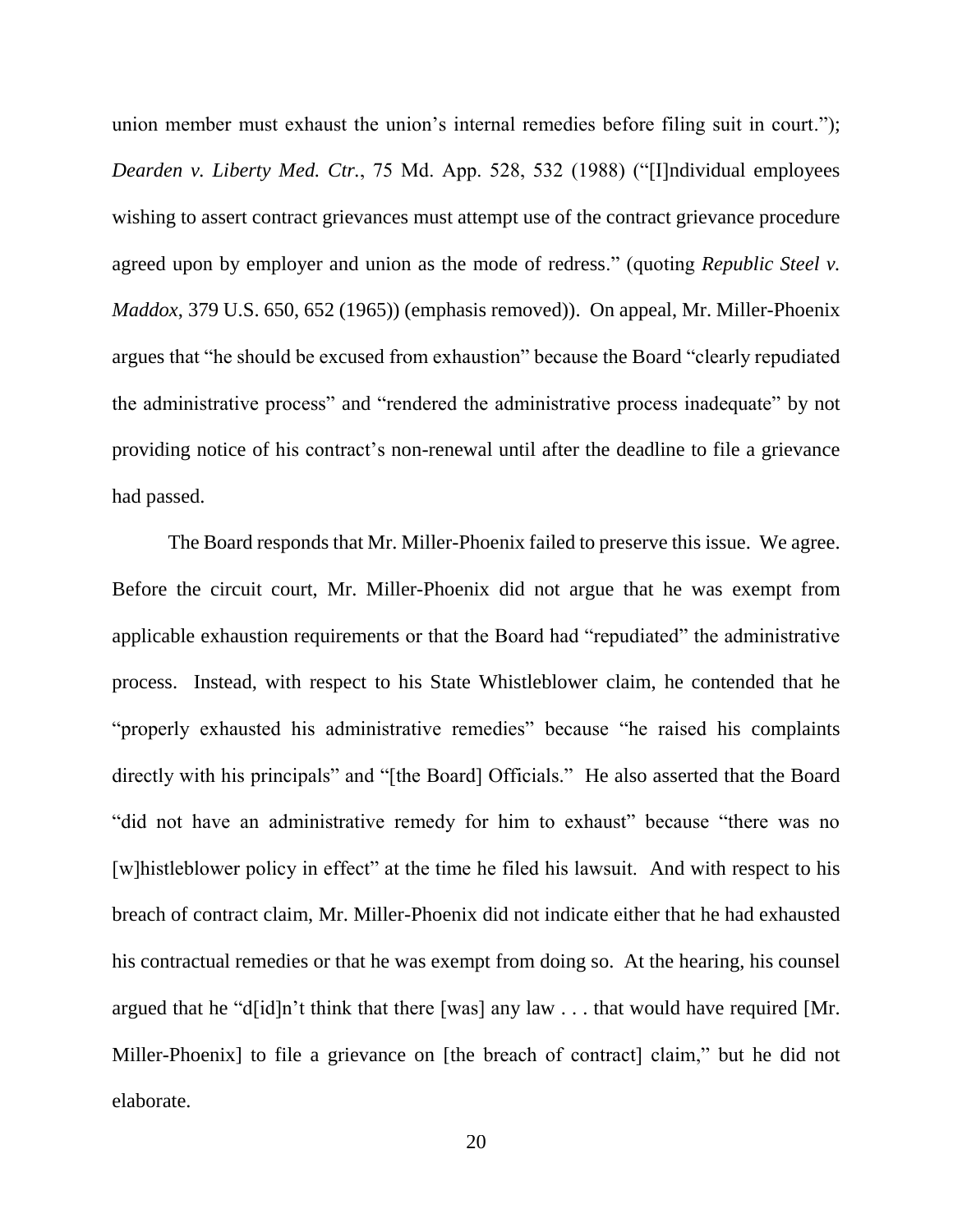union member must exhaust the union's internal remedies before filing suit in court."); *Dearden v. Liberty Med. Ctr.*, 75 Md. App. 528, 532 (1988) ("[I]ndividual employees wishing to assert contract grievances must attempt use of the contract grievance procedure agreed upon by employer and union as the mode of redress." (quoting *Republic Steel v. Maddox*, 379 U.S. 650, 652 (1965)) (emphasis removed)). On appeal, Mr. Miller-Phoenix argues that "he should be excused from exhaustion" because the Board "clearly repudiated the administrative process" and "rendered the administrative process inadequate" by not providing notice of his contract's non-renewal until after the deadline to file a grievance had passed.

The Board responds that Mr. Miller-Phoenix failed to preserve this issue. We agree. Before the circuit court, Mr. Miller-Phoenix did not argue that he was exempt from applicable exhaustion requirements or that the Board had "repudiated" the administrative process. Instead, with respect to his State Whistleblower claim, he contended that he "properly exhausted his administrative remedies" because "he raised his complaints directly with his principals" and "[the Board] Officials." He also asserted that the Board "did not have an administrative remedy for him to exhaust" because "there was no [w]histleblower policy in effect" at the time he filed his lawsuit. And with respect to his breach of contract claim, Mr. Miller-Phoenix did not indicate either that he had exhausted his contractual remedies or that he was exempt from doing so. At the hearing, his counsel argued that he "d[id]n't think that there [was] any law . . . that would have required [Mr. Miller-Phoenix] to file a grievance on [the breach of contract] claim," but he did not elaborate.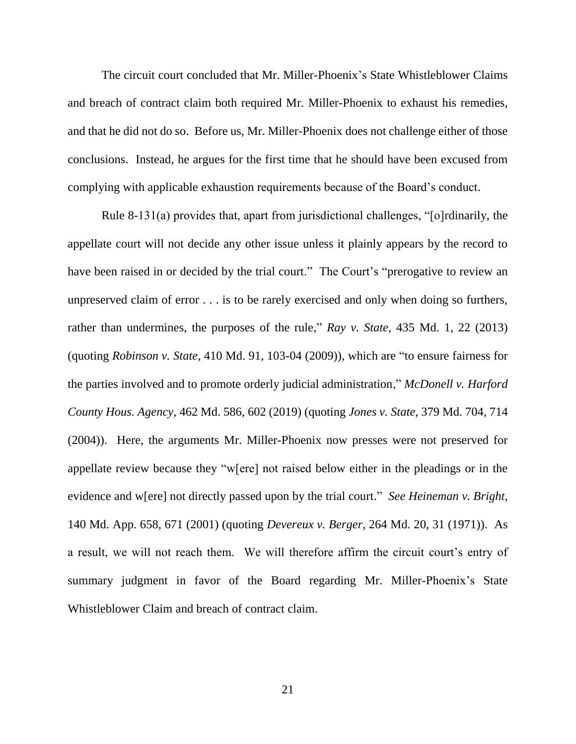The circuit court concluded that Mr. Miller-Phoenix's State Whistleblower Claims and breach of contract claim both required Mr. Miller-Phoenix to exhaust his remedies, and that he did not do so. Before us, Mr. Miller-Phoenix does not challenge either of those conclusions. Instead, he argues for the first time that he should have been excused from complying with applicable exhaustion requirements because of the Board's conduct.

Rule 8-131(a) provides that, apart from jurisdictional challenges, "[o]rdinarily, the appellate court will not decide any other issue unless it plainly appears by the record to have been raised in or decided by the trial court." The Court's "prerogative to review an unpreserved claim of error . . . is to be rarely exercised and only when doing so furthers, rather than undermines, the purposes of the rule," *Ray v. State*, 435 Md. 1, 22 (2013) (quoting *Robinson v. State*, 410 Md. 91, 103-04 (2009)), which are "to ensure fairness for the parties involved and to promote orderly judicial administration," *McDonell v. Harford County Hous. Agency*, 462 Md. 586, 602 (2019) (quoting *Jones v. State*, 379 Md. 704, 714 (2004)). Here, the arguments Mr. Miller-Phoenix now presses were not preserved for appellate review because they "w[ere] not raised below either in the pleadings or in the evidence and w[ere] not directly passed upon by the trial court." *See Heineman v. Bright*, 140 Md. App. 658, 671 (2001) (quoting *Devereux v. Berger*, 264 Md. 20, 31 (1971)). As a result, we will not reach them. We will therefore affirm the circuit court's entry of summary judgment in favor of the Board regarding Mr. Miller-Phoenix's State Whistleblower Claim and breach of contract claim.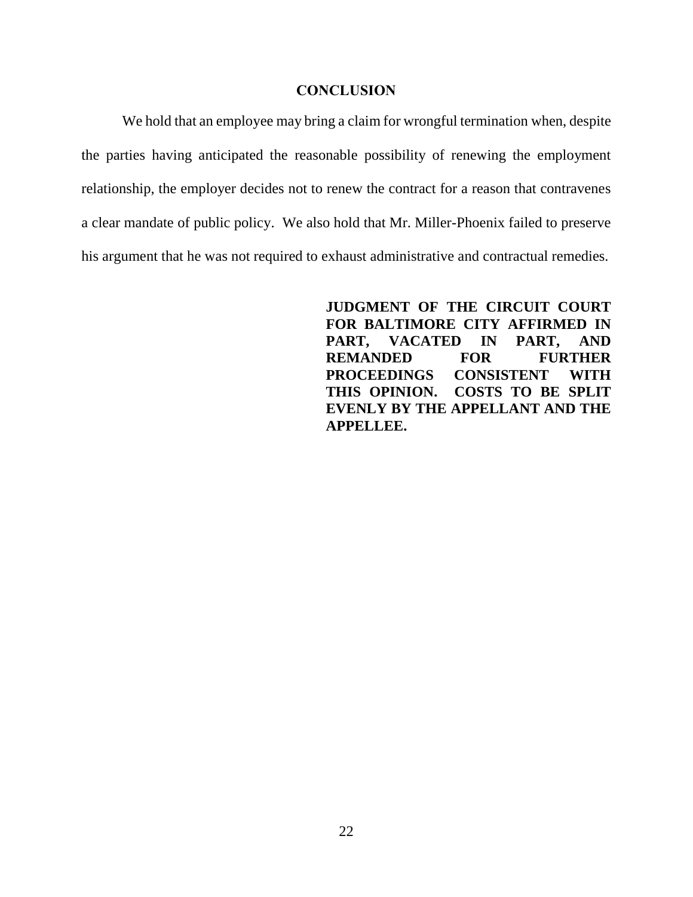## CONCLUSION

We hold that an employee may bring a claim for wrongful termination when, despite the parties having anticipated the reasonable possibility of renewing the employment relationship, the employer decides not to renew the contract for a reason that contravenes a clear mandate of public policy. We also hold that Mr. Miller-Phoenix failed to preserve his argument that he was not required to exhaust administrative and contractual remedies.

**JUDGMENT OF THE CIRCUIT COURT FOR BALTIMORE CITY AFFIRMED IN PART, VACATED IN PART, AND REMANDED FOR FURTHER PROCEEDINGS CONSISTENT WITH THIS OPINION. COSTS TO BE SPLIT EVENLY BY THE APPELLANT AND THE APPELLEE.**